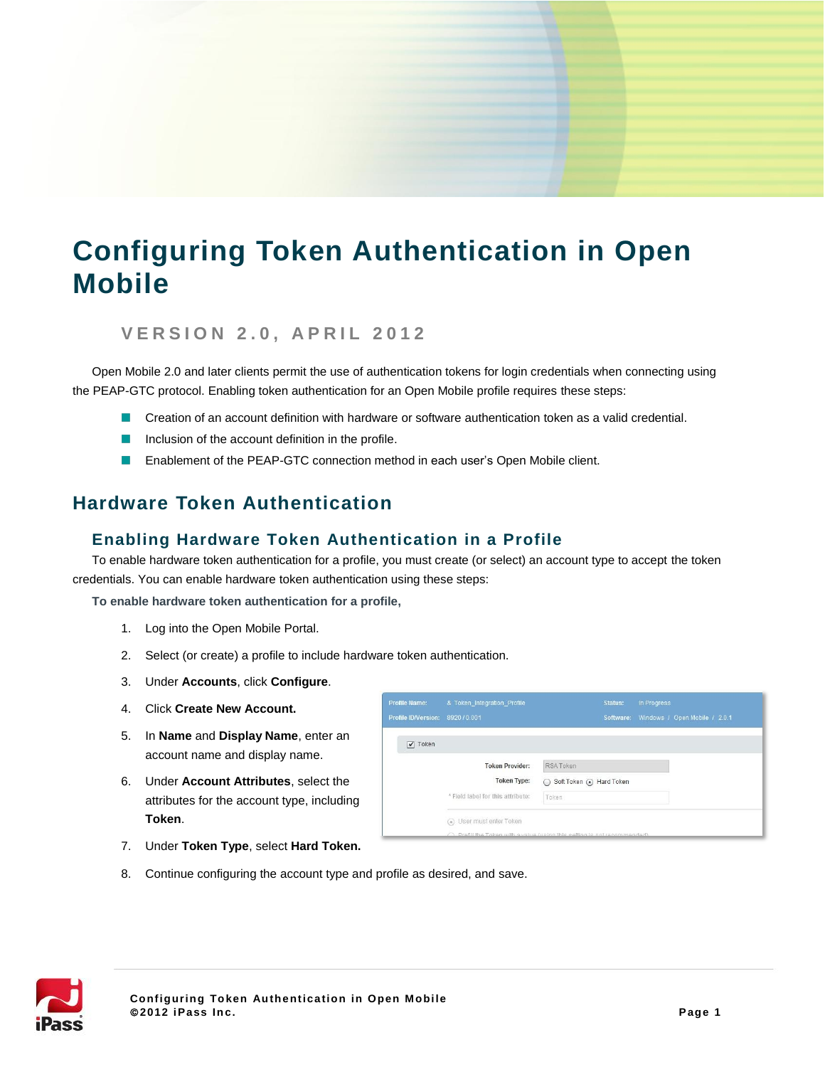# Configuring Token Authentication in Open Mobile

## VERSION 2.0, APRIL 2012

Open Mobile 2.0 and later clients permit the use of authentication tokens for login credentials when connecting using the PEAP-GTC protocol. Enabling token authentication for an Open Mobile profile requires these steps:

- Creation of an account definition with hardware or software authentication token as a valid credential.
- Inclusion of the account definition in the profile.
- Enablement of the PEAP-GTC connection method in each user's Open Mobile client.

## Hardware Token Authentication

### Enabling Hardware Token Authentication in a Profile

To enable hardware token authentication for a profile, you must create (or select) an account type to accept the token credentials. You can enable hardware token authentication using these steps:

**To enable hardware token authentication for a profile,**

1. Log into the Open Mobile Portal.
2. Select (or create) a profile to include hardware token authentication.
3. Under **Accounts**, click **Configure**.
4. Click **Create New Account.**
5. In **Name** and **Display Name**, enter an account name and display name.
6. Under **Account Attributes**, select the attributes for the account type, including **Token**.
7. Under **Token Type**, select **Hard Token.**
8. Continue configuring the account type and profile as desired, and save.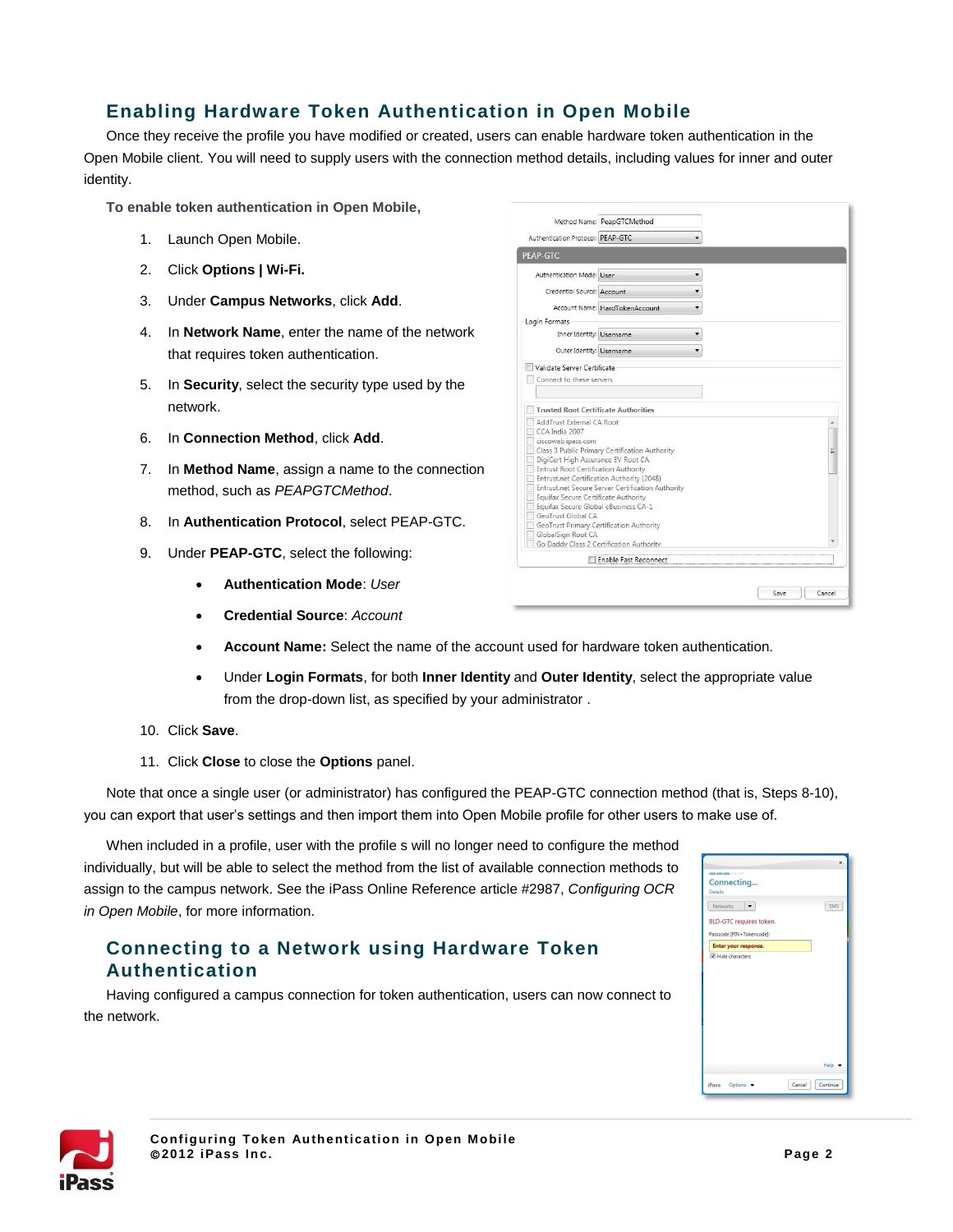## Enabling Hardware Token Authentication in Open Mobile

Once they receive the profile you have modified or created, users can enable hardware token authentication in the Open Mobile client. You will need to supply users with the connection method details, including values for inner and outer identity.

**To enable token authentication in Open Mobile,**

1. Launch Open Mobile.
2. Click **Options | Wi-Fi.**
3. Under **Campus Networks**, click **Add**.
4. In **Network Name**, enter the name of the network that requires token authentication.
5. In **Security**, select the security type used by the network.
6. In **Connection Method**, click **Add**.
7. In **Method Name**, assign a name to the connection method, such as *PEAPGTCMethod*.
8. In **Authentication Protocol**, select PEAP-GTC.
9. Under **PEAP-GTC**, select the following:
   - **Authentication Mode**: *User*
   - **Credential Source**: *Account*
   - **Account Name:** Select the name of the account used for hardware token authentication.
   - Under **Login Formats**, for both **Inner Identity** and **Outer Identity**, select the appropriate value from the drop-down list, as specified by your administrator .
10. Click **Save**.
11. Click **Close** to close the **Options** panel.

Note that once a single user (or administrator) has configured the PEAP-GTC connection method (that is, Steps 8-10), you can export that user's settings and then import them into Open Mobile profile for other users to make use of.

When included in a profile, user with the profile s will no longer need to configure the method individually, but will be able to select the method from the list of available connection methods to assign to the campus network. See the iPass Online Reference article #2987, *Configuring OCR in Open Mobile*, for more information.

## Connecting to a Network using Hardware Token Authentication

Having configured a campus connection for token authentication, users can now connect to the network.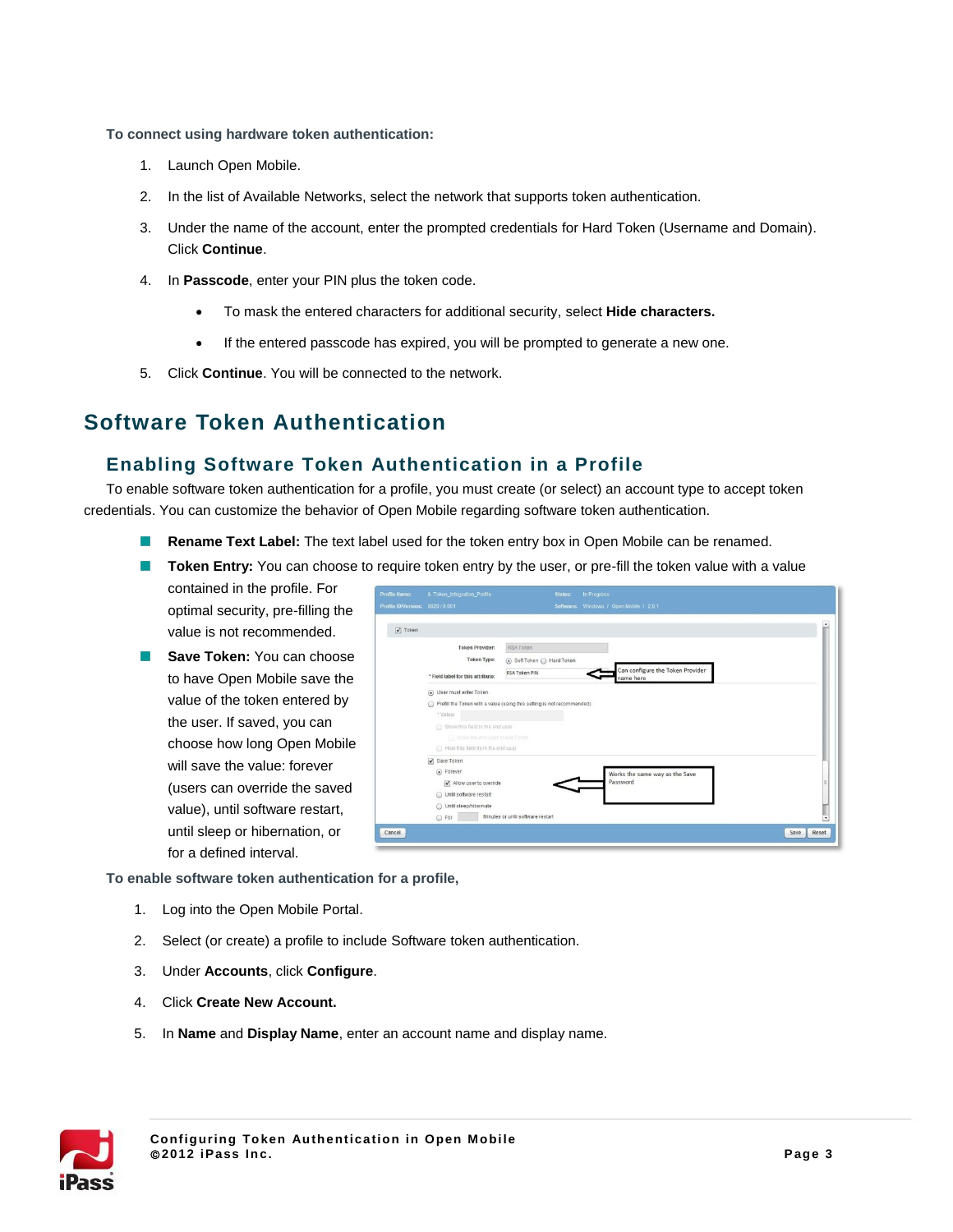**To connect using hardware token authentication:**

1. Launch Open Mobile.
2. In the list of Available Networks, select the network that supports token authentication.
3. Under the name of the account, enter the prompted credentials for Hard Token (Username and Domain). Click **Continue**.
4. In **Passcode**, enter your PIN plus the token code.
   - To mask the entered characters for additional security, select **Hide characters.**
   - If the entered passcode has expired, you will be prompted to generate a new one.
5. Click **Continue**. You will be connected to the network.

# Software Token Authentication

## Enabling Software Token Authentication in a Profile

To enable software token authentication for a profile, you must create (or select) an account type to accept token credentials. You can customize the behavior of Open Mobile regarding software token authentication.

- **Rename Text Label:** The text label used for the token entry box in Open Mobile can be renamed.
- **Token Entry:** You can choose to require token entry by the user, or pre-fill the token value with a value contained in the profile. For optimal security, pre-filling the value is not recommended.
- **Save Token:** You can choose to have Open Mobile save the value of the token entered by the user. If saved, you can choose how long Open Mobile will save the value: forever (users can override the saved value), until software restart, until sleep or hibernation, or for a defined interval.

**To enable software token authentication for a profile,**

1. Log into the Open Mobile Portal.
2. Select (or create) a profile to include Software token authentication.
3. Under **Accounts**, click **Configure**.
4. Click **Create New Account.**
5. In **Name** and **Display Name**, enter an account name and display name.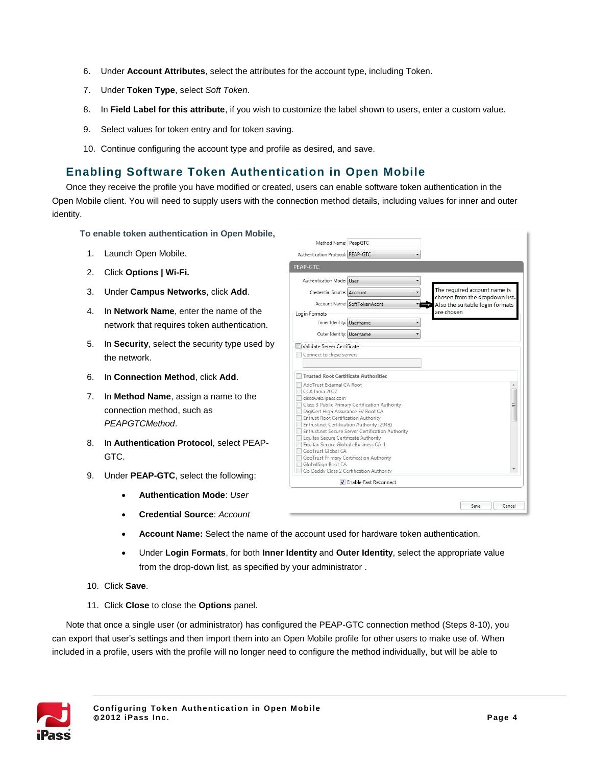6. Under **Account Attributes**, select the attributes for the account type, including Token.
7. Under **Token Type**, select *Soft Token*.
8. In **Field Label for this attribute**, if you wish to customize the label shown to users, enter a custom value.
9. Select values for token entry and for token saving.
10. Continue configuring the account type and profile as desired, and save.

## Enabling Software Token Authentication in Open Mobile

Once they receive the profile you have modified or created, users can enable software token authentication in the Open Mobile client. You will need to supply users with the connection method details, including values for inner and outer identity.

**To enable token authentication in Open Mobile,**

1. Launch Open Mobile.
2. Click **Options | Wi-Fi.**
3. Under **Campus Networks**, click **Add**.
4. In **Network Name**, enter the name of the network that requires token authentication.
5. In **Security**, select the security type used by the network.
6. In **Connection Method**, click **Add**.
7. In **Method Name**, assign a name to the connection method, such as *PEAPGTCMethod*.
8. In **Authentication Protocol**, select PEAP-GTC.
9. Under **PEAP-GTC**, select the following:
   - **Authentication Mode**: *User*
   - **Credential Source**: *Account*
   - **Account Name:** Select the name of the account used for hardware token authentication.
   - Under **Login Formats**, for both **Inner Identity** and **Outer Identity**, select the appropriate value from the drop-down list, as specified by your administrator .
10. Click **Save**.
11. Click **Close** to close the **Options** panel.

Note that once a single user (or administrator) has configured the PEAP-GTC connection method (Steps 8-10), you can export that user's settings and then import them into an Open Mobile profile for other users to make use of. When included in a profile, users with the profile will no longer need to configure the method individually, but will be able to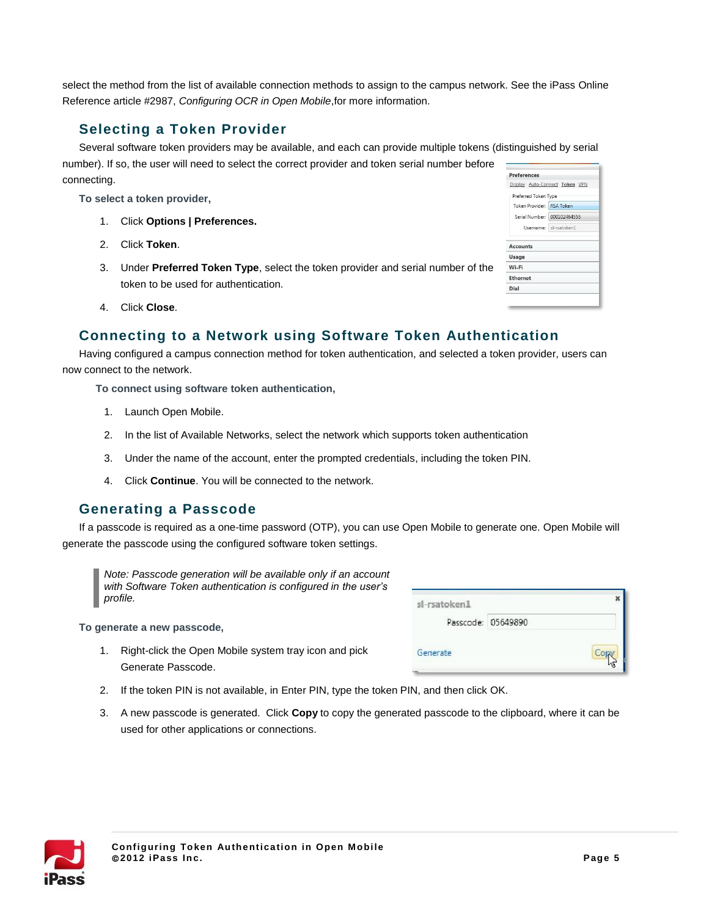select the method from the list of available connection methods to assign to the campus network. See the iPass Online Reference article #2987, *Configuring OCR in Open Mobile*,for more information.

## Selecting a Token Provider

Several software token providers may be available, and each can provide multiple tokens (distinguished by serial number). If so, the user will need to select the correct provider and token serial number before connecting.

**To select a token provider,**

1. Click **Options | Preferences.**
2. Click **Token**.
3. Under **Preferred Token Type**, select the token provider and serial number of the token to be used for authentication.
4. Click **Close**.

## Connecting to a Network using Software Token Authentication

Having configured a campus connection method for token authentication, and selected a token provider, users can now connect to the network.

**To connect using software token authentication,**

1. Launch Open Mobile.
2. In the list of Available Networks, select the network which supports token authentication
3. Under the name of the account, enter the prompted credentials, including the token PIN.
4. Click **Continue**. You will be connected to the network.

## Generating a Passcode

If a passcode is required as a one-time password (OTP), you can use Open Mobile to generate one. Open Mobile will generate the passcode using the configured software token settings.

> *Note: Passcode generation will be available only if an account with Software Token authentication is configured in the user's profile.*

**To generate a new passcode,**

1. Right-click the Open Mobile system tray icon and pick Generate Passcode.
2. If the token PIN is not available, in Enter PIN, type the token PIN, and then click OK.
3. A new passcode is generated. Click **Copy** to copy the generated passcode to the clipboard, where it can be used for other applications or connections.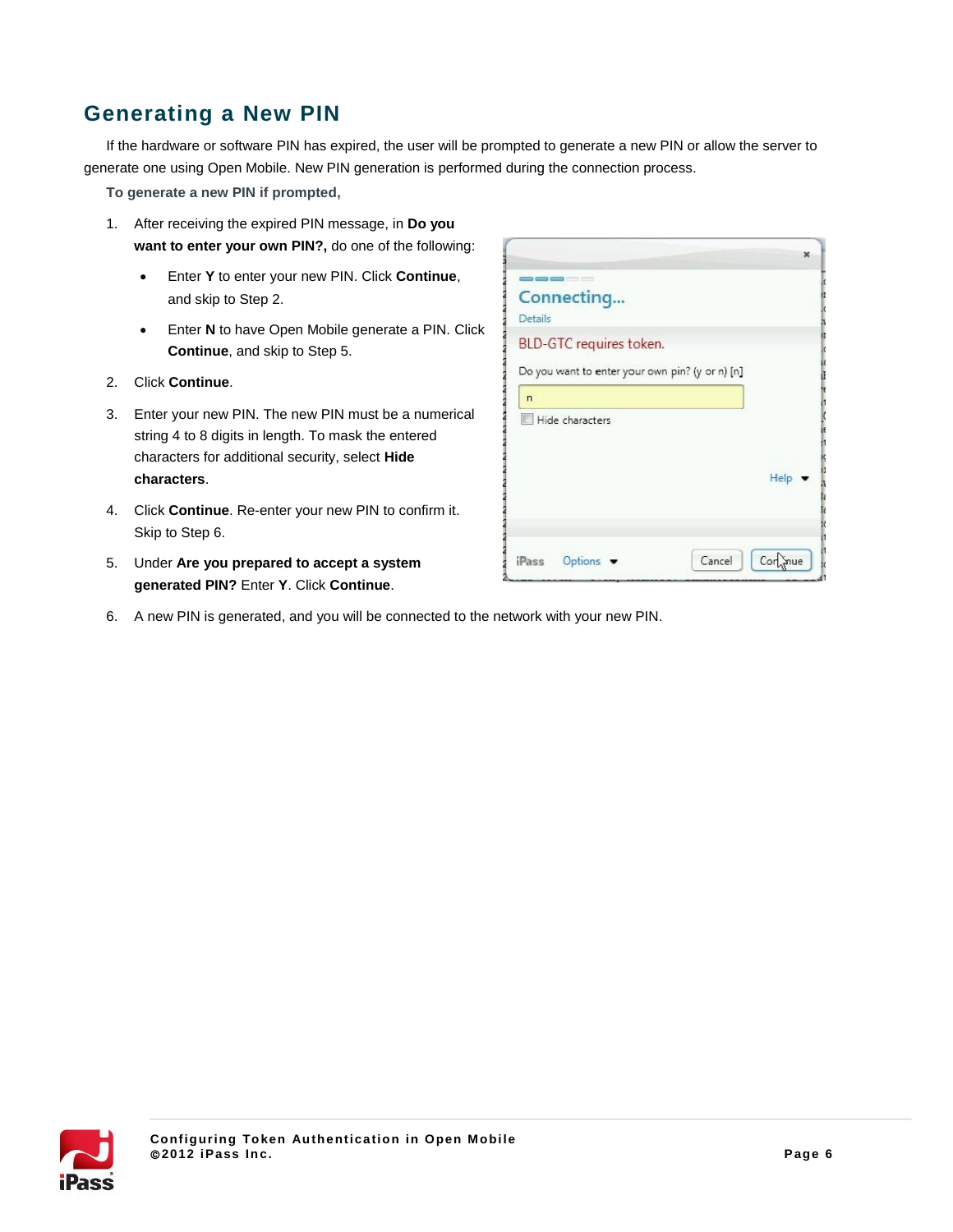## Generating a New PIN

If the hardware or software PIN has expired, the user will be prompted to generate a new PIN or allow the server to generate one using Open Mobile. New PIN generation is performed during the connection process.

**To generate a new PIN if prompted,**

1. After receiving the expired PIN message, in **Do you want to enter your own PIN?,** do one of the following:
   - Enter **Y** to enter your new PIN. Click **Continue**, and skip to Step 2.
   - Enter **N** to have Open Mobile generate a PIN. Click **Continue**, and skip to Step 5.
2. Click **Continue**.
3. Enter your new PIN. The new PIN must be a numerical string 4 to 8 digits in length. To mask the entered characters for additional security, select **Hide characters**.
4. Click **Continue**. Re-enter your new PIN to confirm it. Skip to Step 6.
5. Under **Are you prepared to accept a system generated PIN?** Enter **Y**. Click **Continue**.
6. A new PIN is generated, and you will be connected to the network with your new PIN.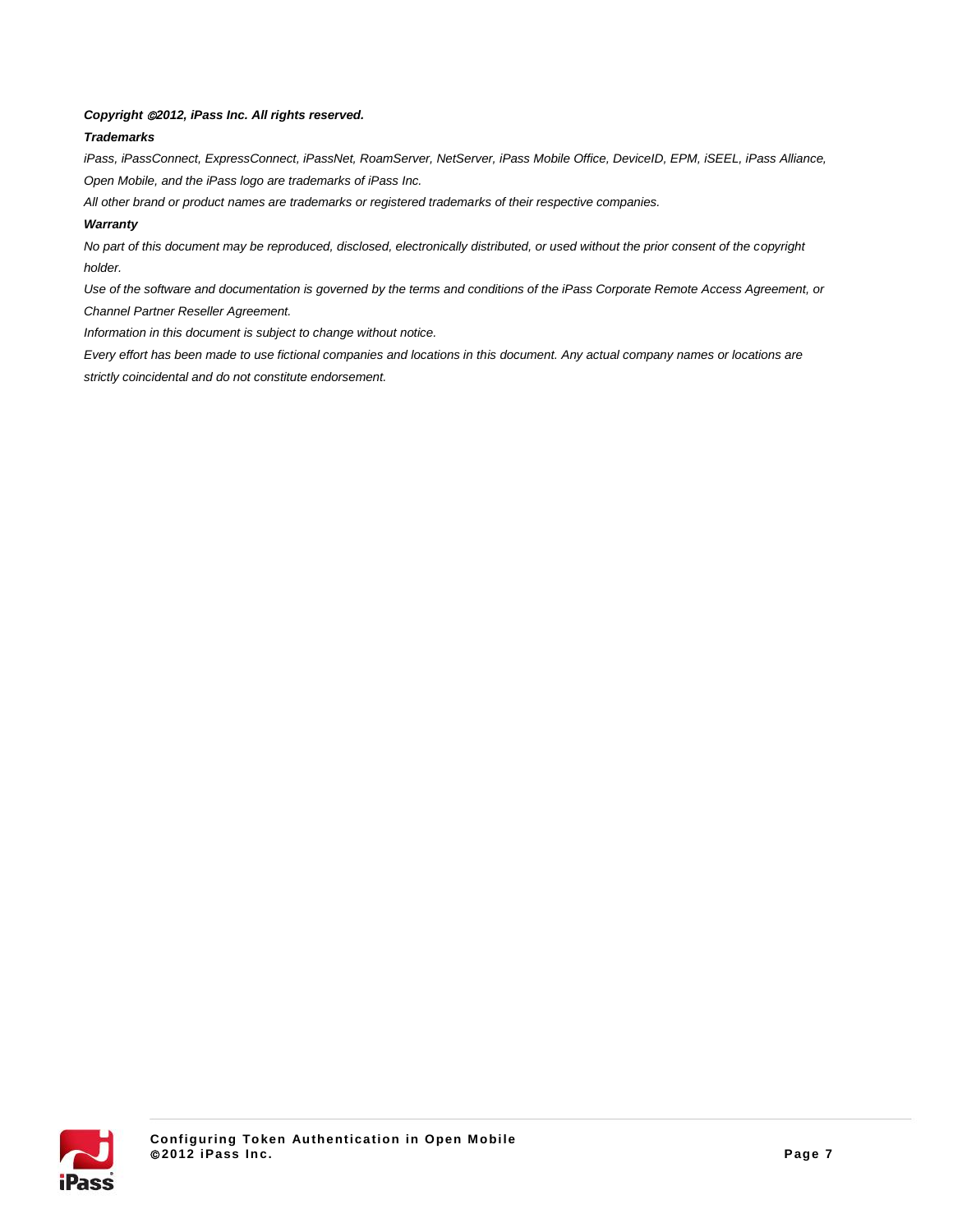***Copyright ©2012, iPass Inc. All rights reserved.***

***Trademarks***

*iPass, iPassConnect, ExpressConnect, iPassNet, RoamServer, NetServer, iPass Mobile Office, DeviceID, EPM, iSEEL, iPass Alliance, Open Mobile, and the iPass logo are trademarks of iPass Inc.*

*All other brand or product names are trademarks or registered trademarks of their respective companies.*

***Warranty***

*No part of this document may be reproduced, disclosed, electronically distributed, or used without the prior consent of the copyright holder.*

*Use of the software and documentation is governed by the terms and conditions of the iPass Corporate Remote Access Agreement, or Channel Partner Reseller Agreement.*

*Information in this document is subject to change without notice.*

*Every effort has been made to use fictional companies and locations in this document. Any actual company names or locations are strictly coincidental and do not constitute endorsement.*